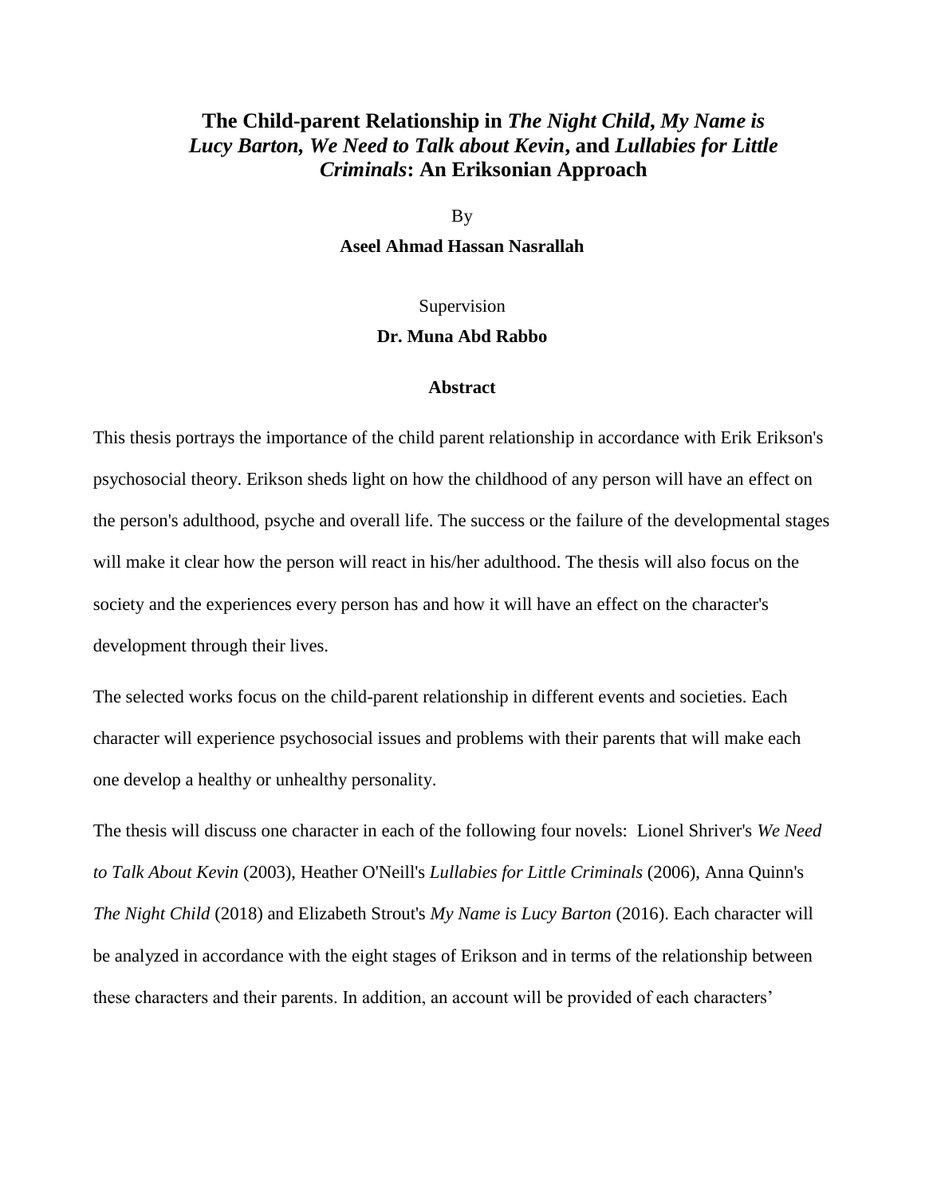# The Child-parent Relationship in *The Night Child*, *My Name is Lucy Barton*, *We Need to Talk about Kevin*, and *Lullabies for Little Criminals*: An Eriksonian Approach

By

**Aseel Ahmad Hassan Nasrallah**

Supervision

**Dr. Muna Abd Rabbo**

## Abstract

This thesis portrays the importance of the child parent relationship in accordance with Erik Erikson's psychosocial theory. Erikson sheds light on how the childhood of any person will have an effect on the person's adulthood, psyche and overall life. The success or the failure of the developmental stages will make it clear how the person will react in his/her adulthood. The thesis will also focus on the society and the experiences every person has and how it will have an effect on the character's development through their lives.

The selected works focus on the child-parent relationship in different events and societies. Each character will experience psychosocial issues and problems with their parents that will make each one develop a healthy or unhealthy personality.

The thesis will discuss one character in each of the following four novels: Lionel Shriver's *We Need to Talk About Kevin* (2003), Heather O'Neill's *Lullabies for Little Criminals* (2006), Anna Quinn's *The Night Child* (2018) and Elizabeth Strout's *My Name is Lucy Barton* (2016). Each character will be analyzed in accordance with the eight stages of Erikson and in terms of the relationship between these characters and their parents. In addition, an account will be provided of each characters'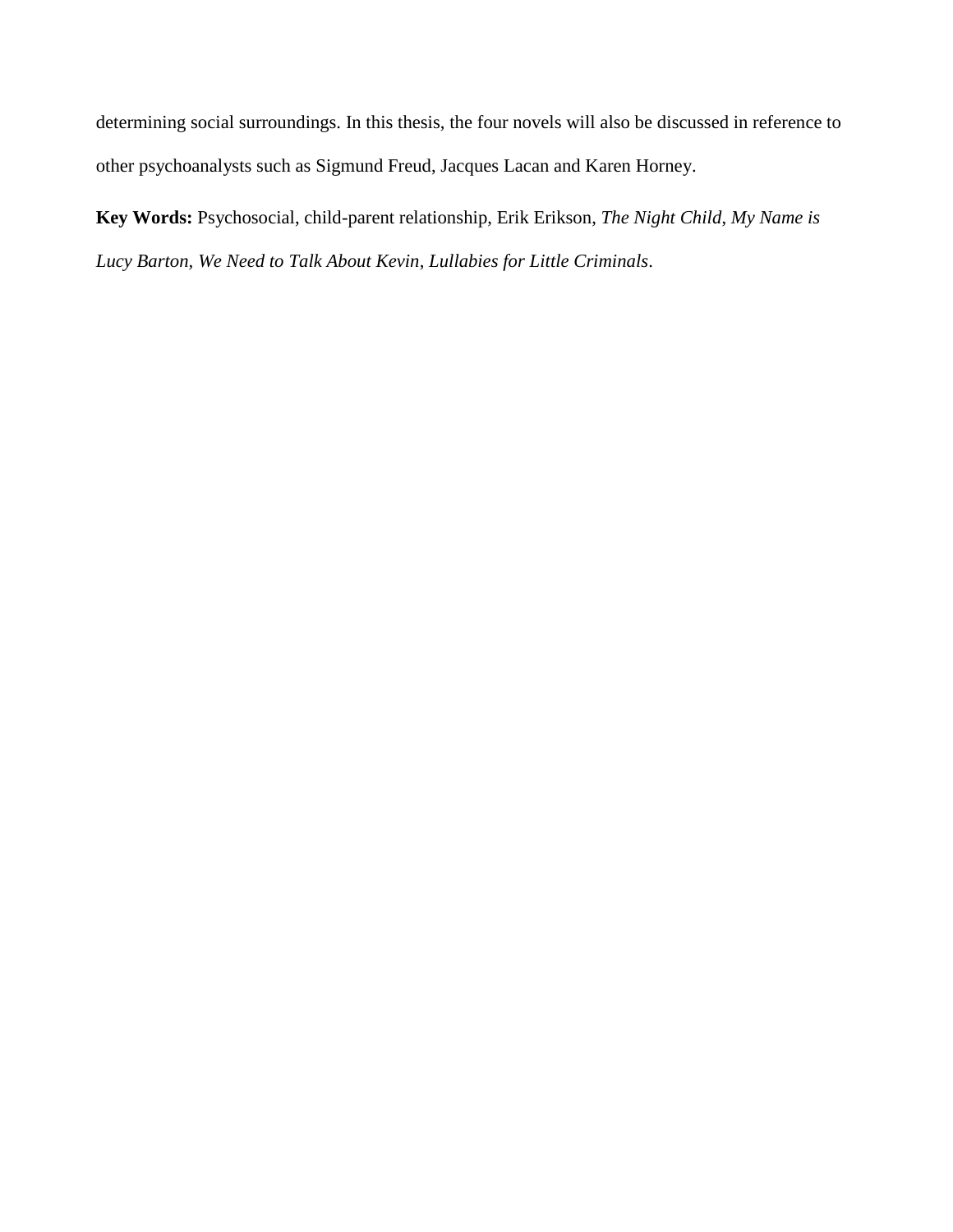determining social surroundings. In this thesis, the four novels will also be discussed in reference to other psychoanalysts such as Sigmund Freud, Jacques Lacan and Karen Horney.

**Key Words:** Psychosocial, child-parent relationship, Erik Erikson, *The Night Child*, *My Name is Lucy Barton, We Need to Talk About Kevin*, *Lullabies for Little Criminals*.